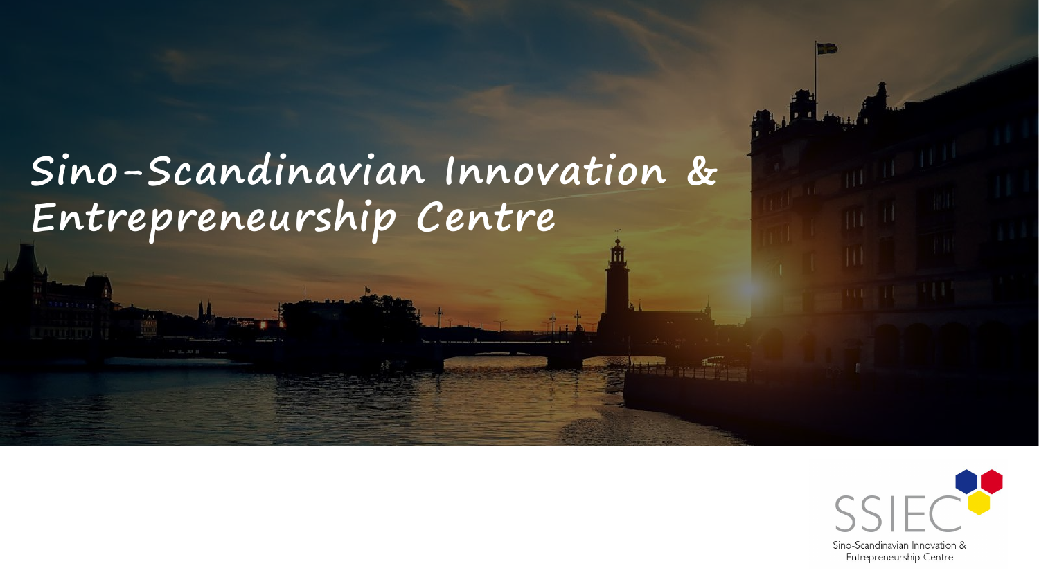# Sino-Scandinavian Innovation & Entrepreneurship Centre

SSIEC

Sino-Scandinavian Innovation & Entrepreneurship Centre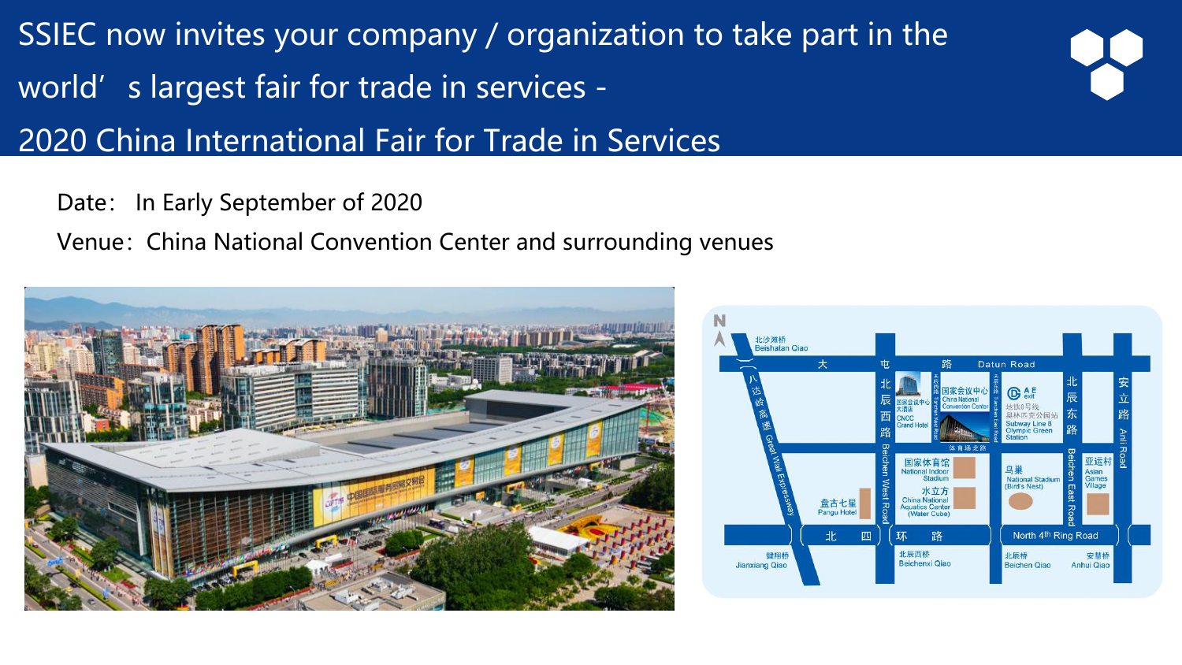# SSIEC now invites your company / organization to take part in the world's largest fair for trade in services - 2020 China International Fair for Trade in Services

Date: In Early September of 2020

Venue: China National Convention Center and surrounding venues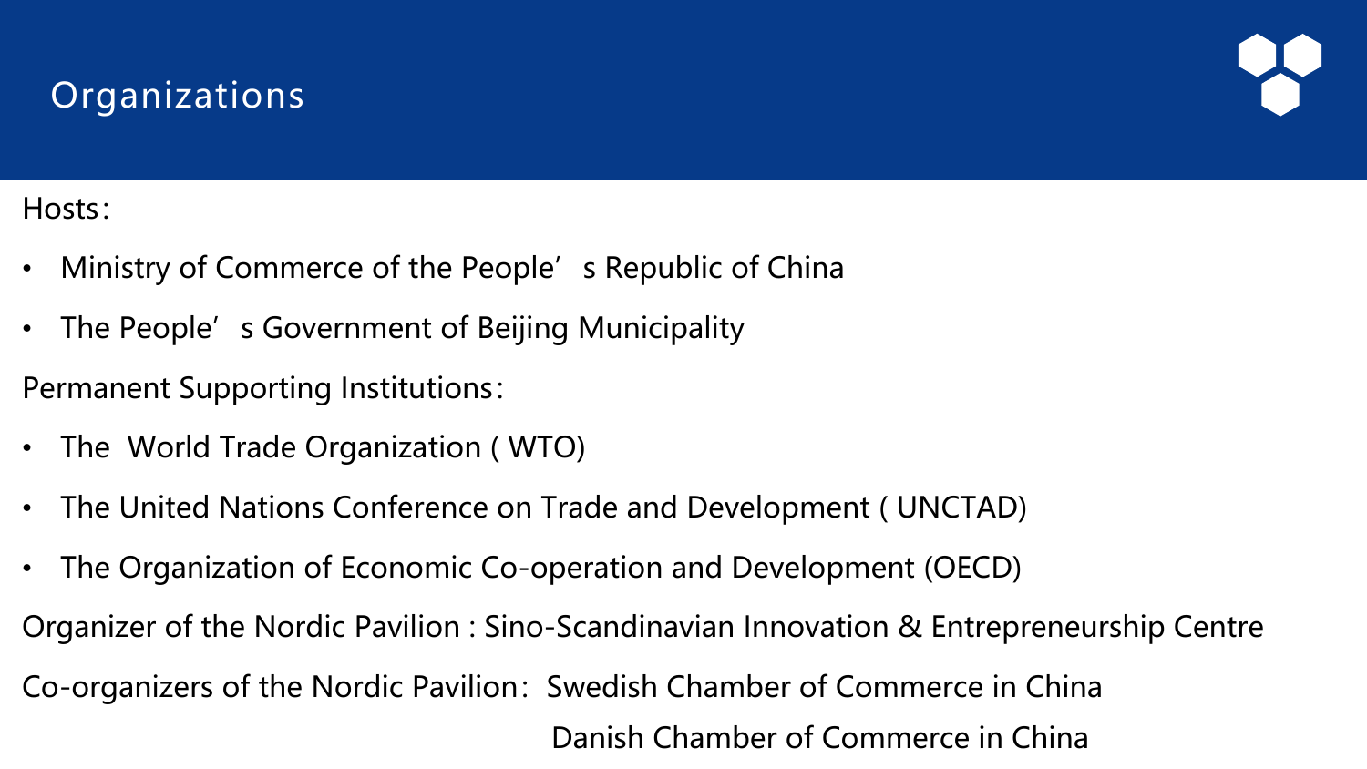# Organizations

Hosts：

- Ministry of Commerce of the People’s Republic of China
- The People’s Government of Beijing Municipality

Permanent Supporting Institutions：

- The World Trade Organization ( WTO)
- The United Nations Conference on Trade and Development ( UNCTAD)
- The Organization of Economic Co-operation and Development (OECD)

Organizer of the Nordic Pavilion : Sino-Scandinavian Innovation & Entrepreneurship Centre

Co-organizers of the Nordic Pavilion：Swedish Chamber of Commerce in China
Danish Chamber of Commerce in China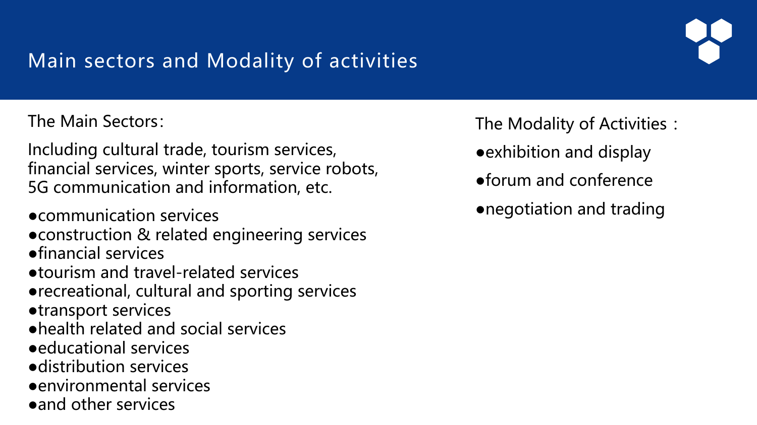# Main sectors and Modality of activities

The Main Sectors：

Including cultural trade, tourism services, financial services, winter sports, service robots, 5G communication and information, etc.

- communication services
- construction & related engineering services
- financial services
- tourism and travel-related services
- recreational, cultural and sporting services
- transport services
- health related and social services
- educational services
- distribution services
- environmental services
- and other services

The Modality of Activities：

- exhibition and display
- forum and conference
- negotiation and trading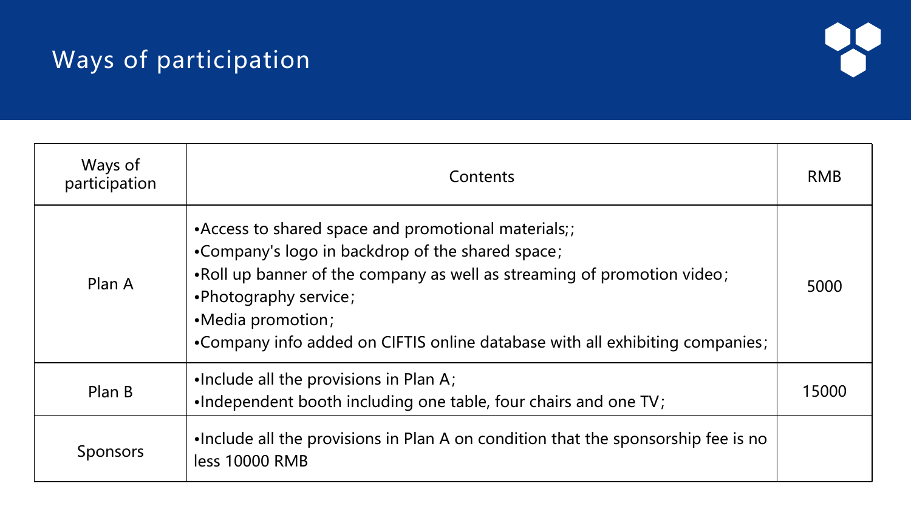# Ways of participation

| Ways of participation | Contents | RMB |
| --- | --- | --- |
| Plan A | •Access to shared space and promotional materials;;<br>•Company's logo in backdrop of the shared space;<br>•Roll up banner of the company as well as streaming of promotion video;<br>•Photography service;<br>•Media promotion;<br>•Company info added on CIFTIS online database with all exhibiting companies; | 5000 |
| Plan B | •Include all the provisions in Plan A;<br>•Independent booth including one table, four chairs and one TV; | 15000 |
| Sponsors | •Include all the provisions in Plan A on condition that the sponsorship fee is no less 10000 RMB | |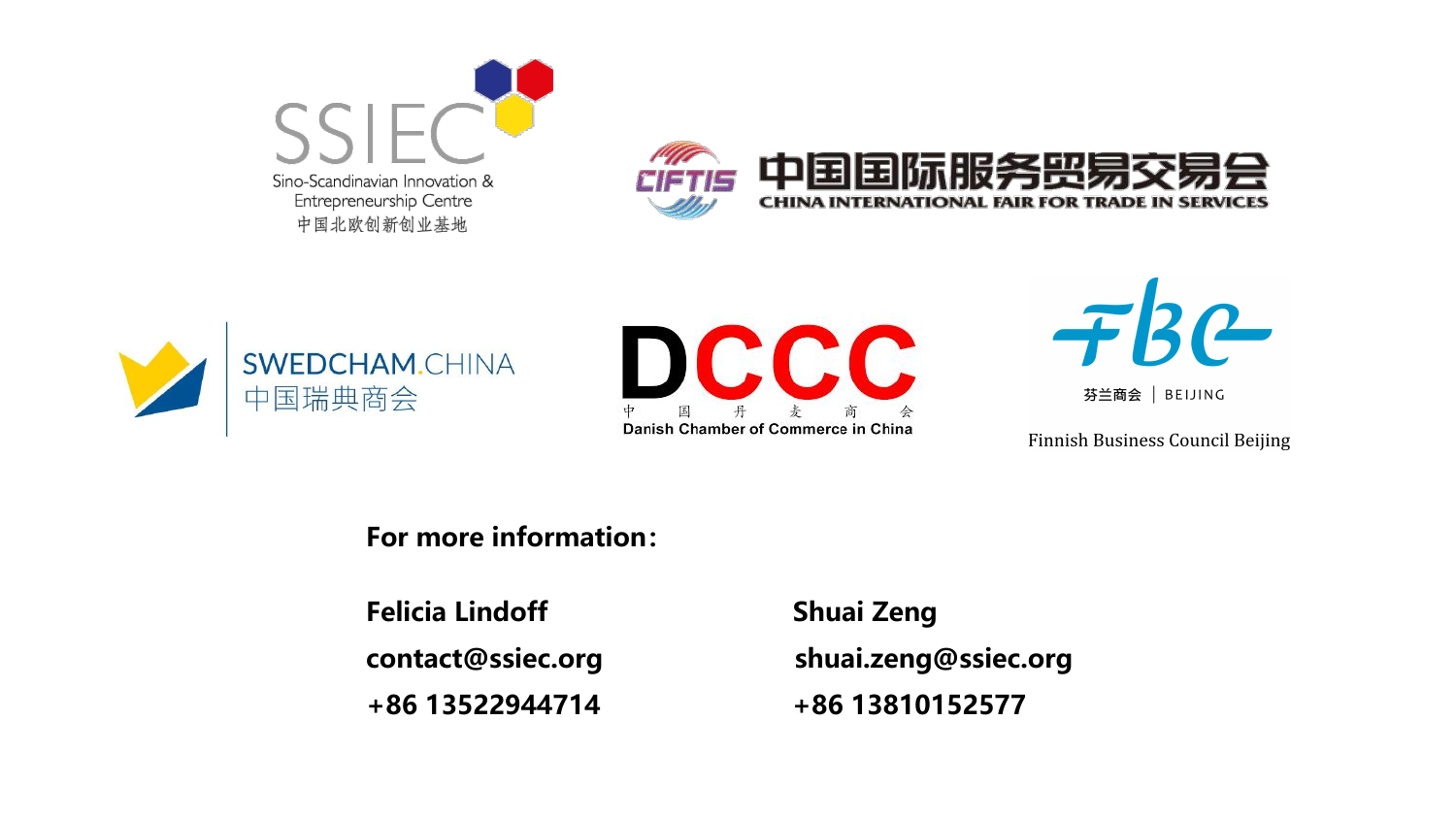SSIEC

Sino-Scandinavian Innovation & Entrepreneurship Centre

中国北欧创新创业基地

CIFTIS 中国国际服务贸易交易会

CHINA INTERNATIONAL FAIR FOR TRADE IN SERVICES

SWEDCHAM.CHINA

中国瑞典商会

DCCC

中 国 丹 麦 商 会

Danish Chamber of Commerce in China

FBC

芬兰商会 | BEIJING

Finnish Business Council Beijing

**For more information:**

**Felicia Lindoff**

**contact@ssiec.org**

**+86 13522944714**

**Shuai Zeng**

**shuai.zeng@ssiec.org**

**+86 13810152577**